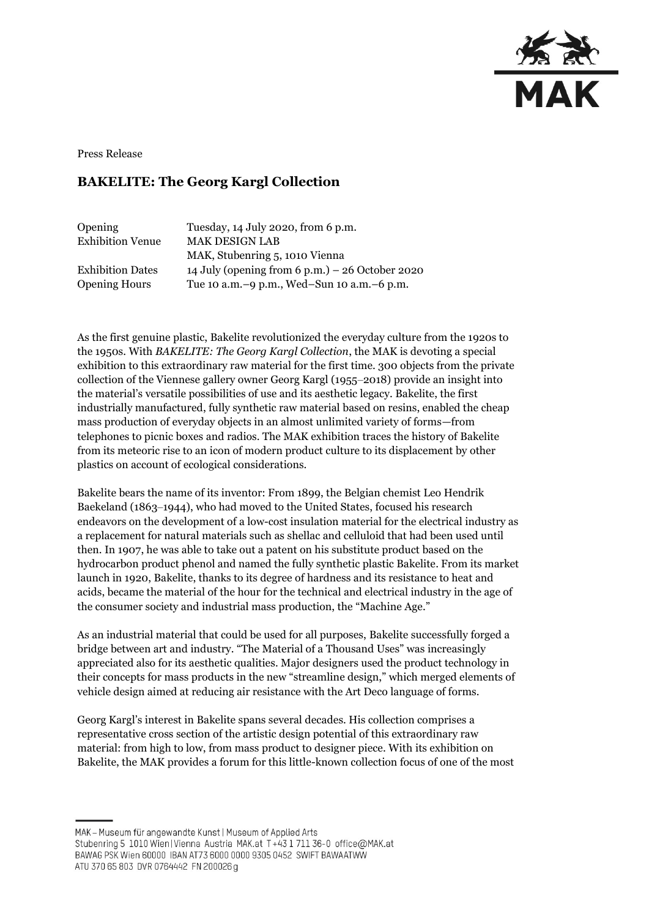Press Release

# BAKELITE: The Georg Kargl Collection

| | |
|---|---|
| Opening | Tuesday, 14 July 2020, from 6 p.m. |
| Exhibition Venue | MAK DESIGN LAB |
| | MAK, Stubenring 5, 1010 Vienna |
| Exhibition Dates | 14 July (opening from 6 p.m.) – 26 October 2020 |
| Opening Hours | Tue 10 a.m.–9 p.m., Wed–Sun 10 a.m.–6 p.m. |

As the first genuine plastic, Bakelite revolutionized the everyday culture from the 1920s to the 1950s. With *BAKELITE: The Georg Kargl Collection*, the MAK is devoting a special exhibition to this extraordinary raw material for the first time. 300 objects from the private collection of the Viennese gallery owner Georg Kargl (1955–2018) provide an insight into the material's versatile possibilities of use and its aesthetic legacy. Bakelite, the first industrially manufactured, fully synthetic raw material based on resins, enabled the cheap mass production of everyday objects in an almost unlimited variety of forms—from telephones to picnic boxes and radios. The MAK exhibition traces the history of Bakelite from its meteoric rise to an icon of modern product culture to its displacement by other plastics on account of ecological considerations.

Bakelite bears the name of its inventor: From 1899, the Belgian chemist Leo Hendrik Baekeland (1863–1944), who had moved to the United States, focused his research endeavors on the development of a low-cost insulation material for the electrical industry as a replacement for natural materials such as shellac and celluloid that had been used until then. In 1907, he was able to take out a patent on his substitute product based on the hydrocarbon product phenol and named the fully synthetic plastic Bakelite. From its market launch in 1920, Bakelite, thanks to its degree of hardness and its resistance to heat and acids, became the material of the hour for the technical and electrical industry in the age of the consumer society and industrial mass production, the "Machine Age."

As an industrial material that could be used for all purposes, Bakelite successfully forged a bridge between art and industry. "The Material of a Thousand Uses" was increasingly appreciated also for its aesthetic qualities. Major designers used the product technology in their concepts for mass products in the new "streamline design," which merged elements of vehicle design aimed at reducing air resistance with the Art Deco language of forms.

Georg Kargl's interest in Bakelite spans several decades. His collection comprises a representative cross section of the artistic design potential of this extraordinary raw material: from high to low, from mass product to designer piece. With its exhibition on Bakelite, the MAK provides a forum for this little-known collection focus of one of the most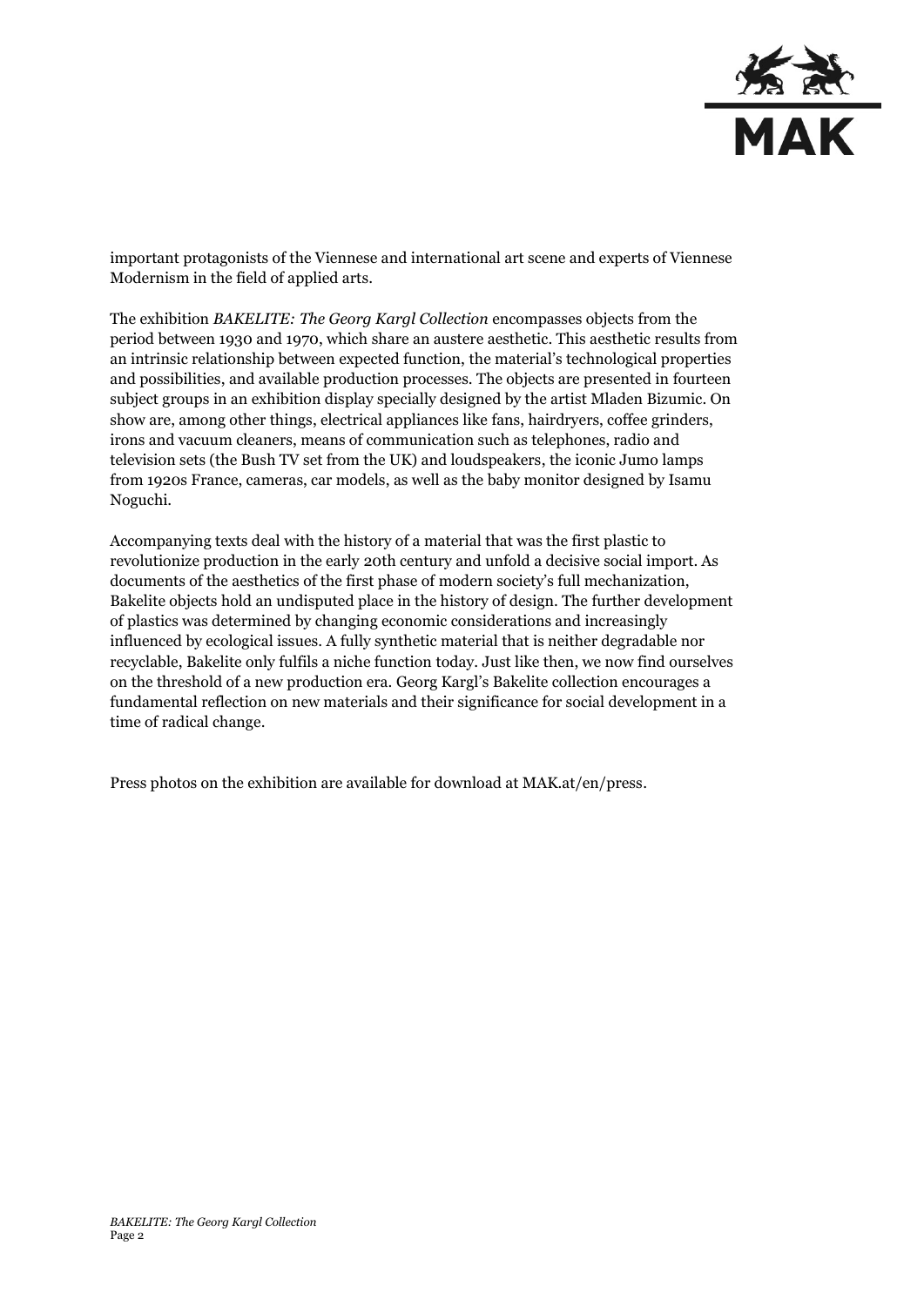important protagonists of the Viennese and international art scene and experts of Viennese Modernism in the field of applied arts.

The exhibition *BAKELITE: The Georg Kargl Collection* encompasses objects from the period between 1930 and 1970, which share an austere aesthetic. This aesthetic results from an intrinsic relationship between expected function, the material's technological properties and possibilities, and available production processes. The objects are presented in fourteen subject groups in an exhibition display specially designed by the artist Mladen Bizumic. On show are, among other things, electrical appliances like fans, hairdryers, coffee grinders, irons and vacuum cleaners, means of communication such as telephones, radio and television sets (the Bush TV set from the UK) and loudspeakers, the iconic Jumo lamps from 1920s France, cameras, car models, as well as the baby monitor designed by Isamu Noguchi.

Accompanying texts deal with the history of a material that was the first plastic to revolutionize production in the early 20th century and unfold a decisive social import. As documents of the aesthetics of the first phase of modern society's full mechanization, Bakelite objects hold an undisputed place in the history of design. The further development of plastics was determined by changing economic considerations and increasingly influenced by ecological issues. A fully synthetic material that is neither degradable nor recyclable, Bakelite only fulfils a niche function today. Just like then, we now find ourselves on the threshold of a new production era. Georg Kargl's Bakelite collection encourages a fundamental reflection on new materials and their significance for social development in a time of radical change.

Press photos on the exhibition are available for download at MAK.at/en/press.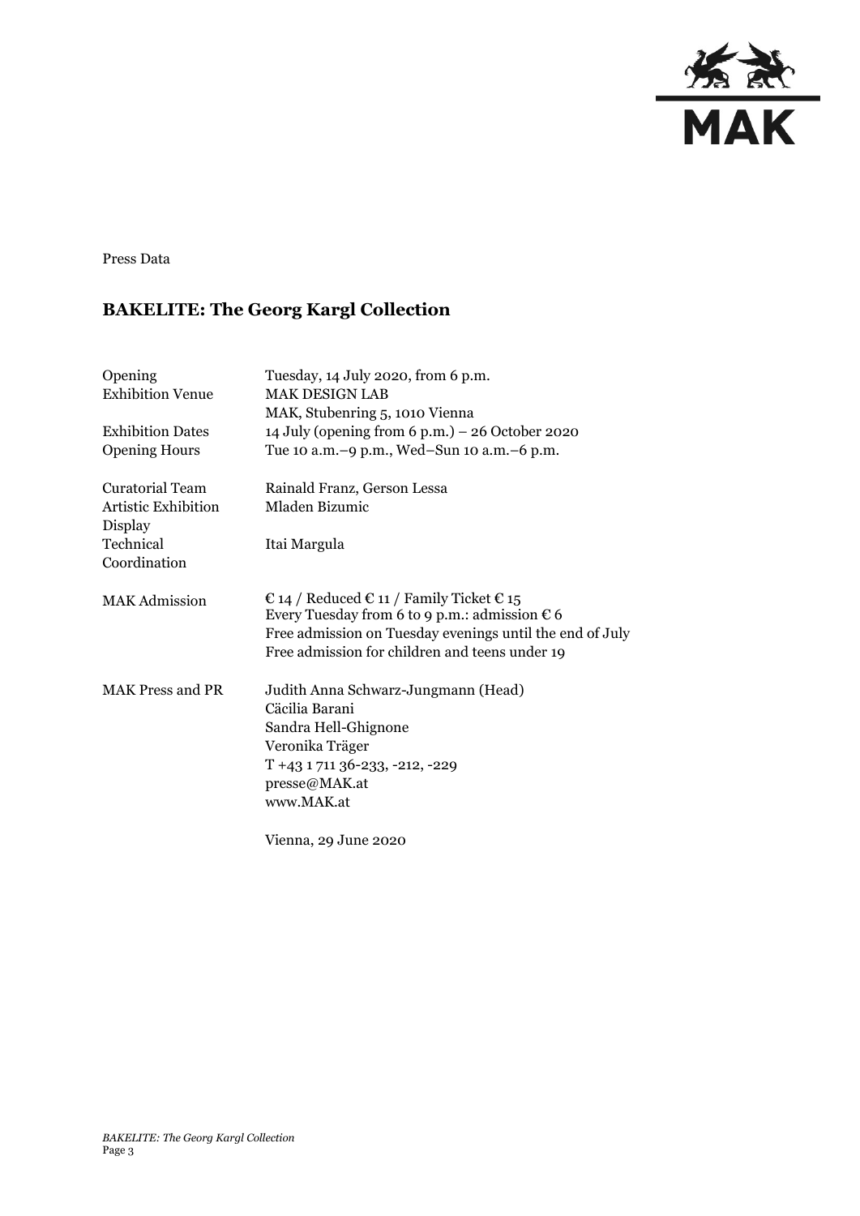Press Data

## BAKELITE: The Georg Kargl Collection

| | |
|---|---|
| Opening | Tuesday, 14 July 2020, from 6 p.m. |
| Exhibition Venue | MAK DESIGN LAB<br>MAK, Stubenring 5, 1010 Vienna |
| Exhibition Dates | 14 July (opening from 6 p.m.) – 26 October 2020 |
| Opening Hours | Tue 10 a.m.–9 p.m., Wed–Sun 10 a.m.–6 p.m. |
| Curatorial Team | Rainald Franz, Gerson Lessa |
| Artistic Exhibition Display | Mladen Bizumic |
| Technical Coordination | Itai Margula |
| MAK Admission | € 14 / Reduced € 11 / Family Ticket € 15<br>Every Tuesday from 6 to 9 p.m.: admission € 6<br>Free admission on Tuesday evenings until the end of July<br>Free admission for children and teens under 19 |
| MAK Press and PR | Judith Anna Schwarz-Jungmann (Head)<br>Cäcilia Barani<br>Sandra Hell-Ghignone<br>Veronika Träger<br>T +43 1 711 36-233, -212, -229<br>presse@MAK.at<br>www.MAK.at |

Vienna, 29 June 2020